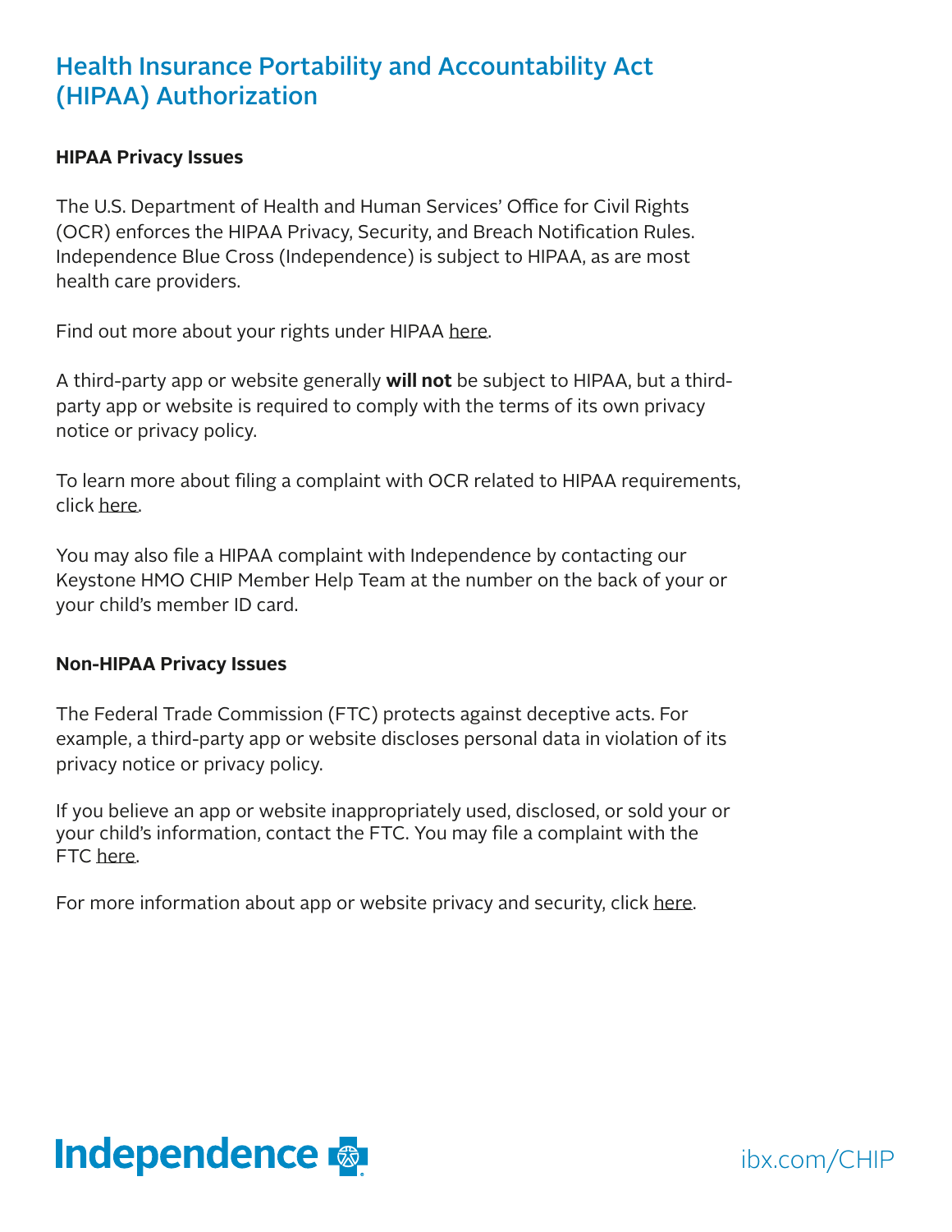# Health Insurance Portability and Accountability Act (HIPAA) Authorization

**HIPAA Privacy Issues**

The U.S. Department of Health and Human Services' Office for Civil Rights (OCR) enforces the HIPAA Privacy, Security, and Breach Notification Rules. Independence Blue Cross (Independence) is subject to HIPAA, as are most health care providers.

Find out more about your rights under HIPAA here.

A third-party app or website generally **will not** be subject to HIPAA, but a third-party app or website is required to comply with the terms of its own privacy notice or privacy policy.

To learn more about filing a complaint with OCR related to HIPAA requirements, click here.

You may also file a HIPAA complaint with Independence by contacting our Keystone HMO CHIP Member Help Team at the number on the back of your or your child's member ID card.

**Non-HIPAA Privacy Issues**

The Federal Trade Commission (FTC) protects against deceptive acts. For example, a third-party app or website discloses personal data in violation of its privacy notice or privacy policy.

If you believe an app or website inappropriately used, disclosed, or sold your or your child's information, contact the FTC. You may file a complaint with the FTC here.

For more information about app or website privacy and security, click here.

Independence

ibx.com/CHIP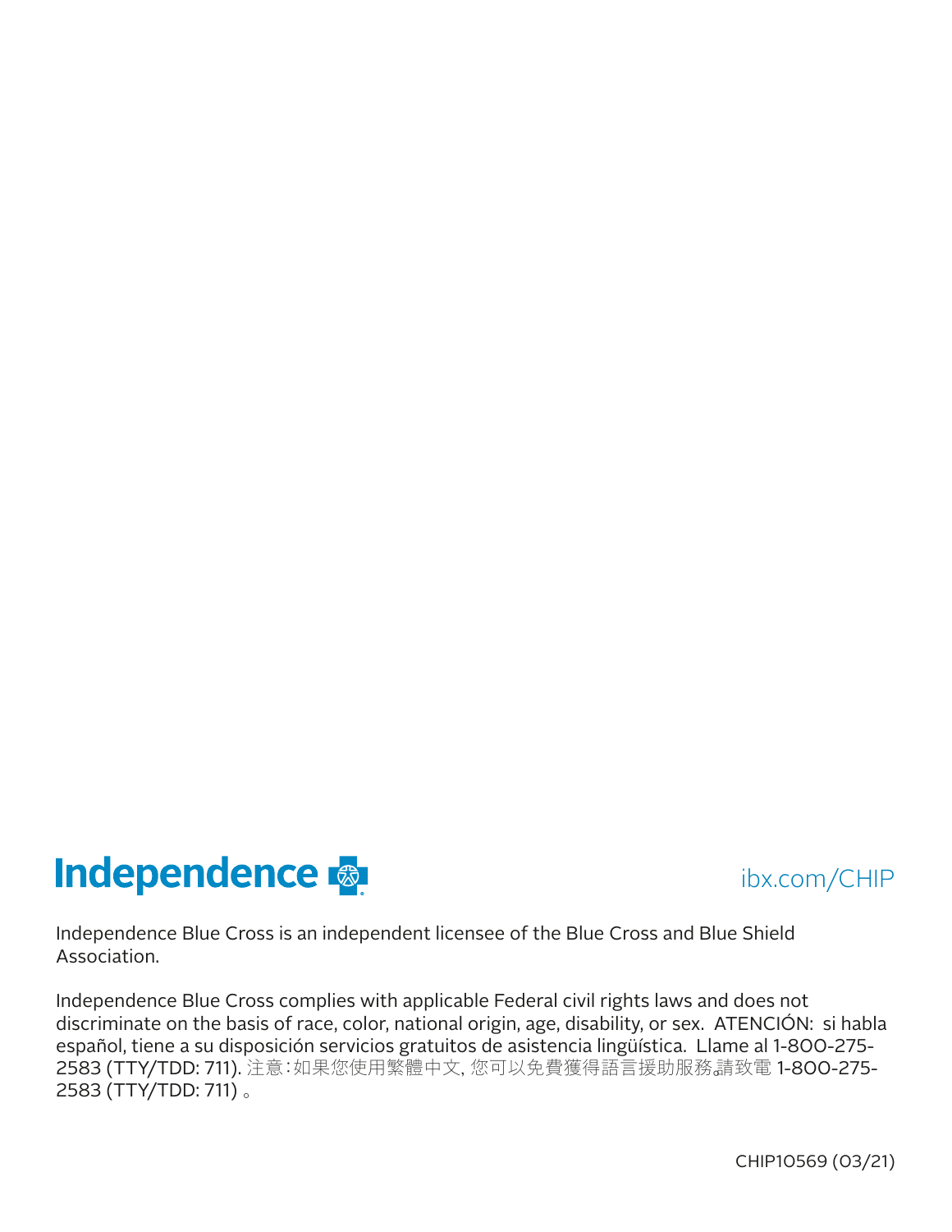Independence

ibx.com/CHIP

Independence Blue Cross is an independent licensee of the Blue Cross and Blue Shield Association.

Independence Blue Cross complies with applicable Federal civil rights laws and does not discriminate on the basis of race, color, national origin, age, disability, or sex. ATENCIÓN: si habla español, tiene a su disposición servicios gratuitos de asistencia lingüística. Llame al 1-800-275-2583 (TTY/TDD: 711). 注意：如果您使用繁體中文, 您可以免費獲得語言援助服務。請致電 1-800-275-2583 (TTY/TDD: 711) 。

CHIP10569 (03/21)